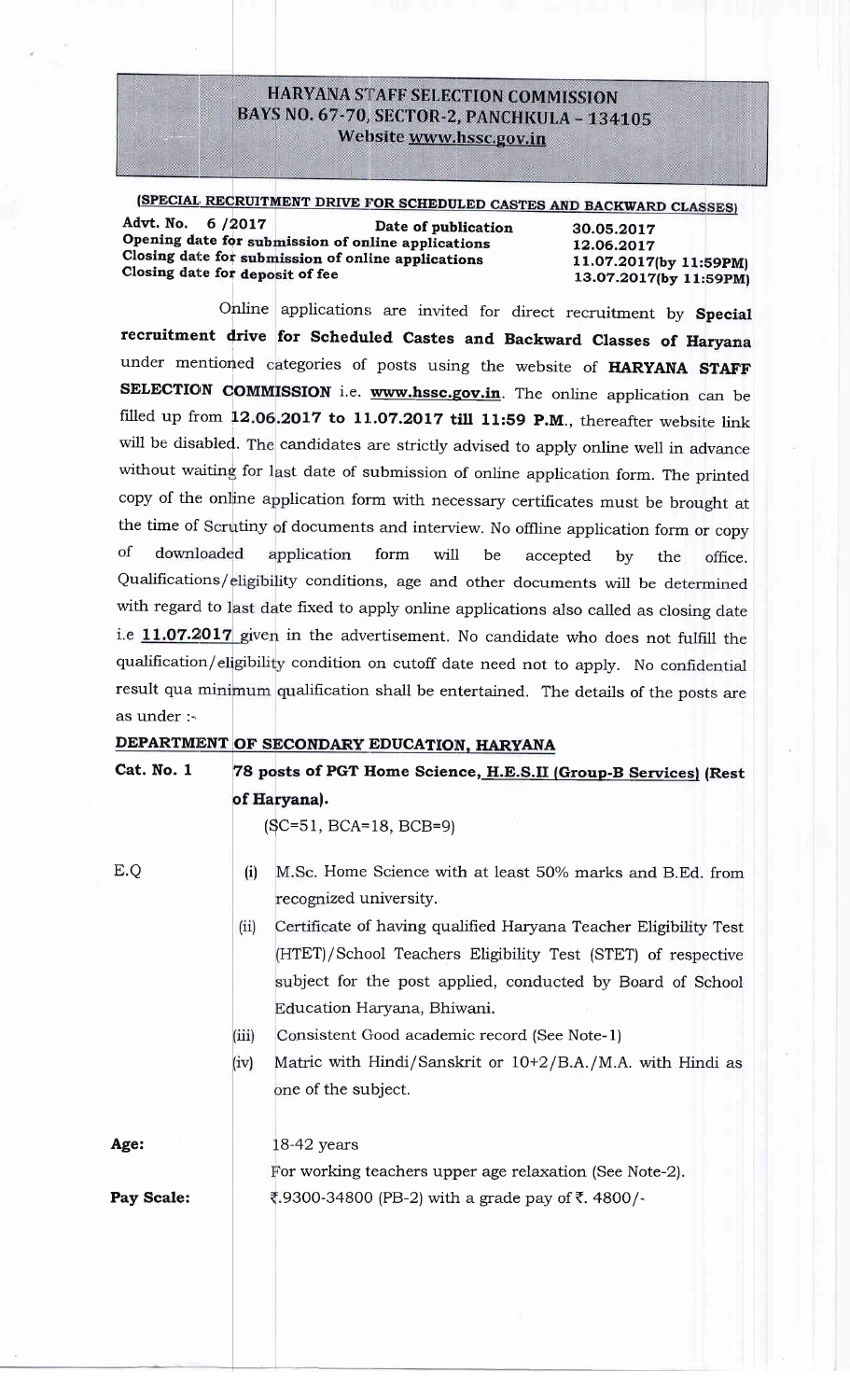# HARYANA STAFF SELECTION COMMISSION
## BAYS NO. 67-70, SECTOR-2, PANCHKULA – 134105
**Website www.hssc.gov.in**

**(SPECIAL RECRUITMENT DRIVE FOR SCHEDULED CASTES AND BACKWARD CLASSES)**

| | | |
|---|---|---|
| **Advt. No. 6 /2017** | **Date of publication** | **30.05.2017** |
| **Opening date for submission of online applications** | | **12.06.2017** |
| **Closing date for submission of online applications** | | **11.07.2017(by 11:59PM)** |
| **Closing date for deposit of fee** | | **13.07.2017(by 11:59PM)** |

Online applications are invited for direct recruitment by **Special recruitment drive for Scheduled Castes and Backward Classes of Haryana** under mentioned categories of posts using the website of **HARYANA STAFF SELECTION COMMISSION** i.e. **www.hssc.gov.in**. The online application can be filled up from **12.06.2017 to 11.07.2017 till 11:59 P.M.**, thereafter website link will be disabled. The candidates are strictly advised to apply online well in advance without waiting for last date of submission of online application form. The printed copy of the online application form with necessary certificates must be brought at the time of Scrutiny of documents and interview. No offline application form or copy of downloaded application form will be accepted by the office. Qualifications/eligibility conditions, age and other documents will be determined with regard to last date fixed to apply online applications also called as closing date i.e **11.07.2017** given in the advertisement. No candidate who does not fulfill the qualification/eligibility condition on cutoff date need not to apply. No confidential result qua minimum qualification shall be entertained. The details of the posts are as under :-

**DEPARTMENT OF SECONDARY EDUCATION, HARYANA**

**Cat. No. 1** **78 posts of PGT Home Science, H.E.S.II (Group-B Services) (Rest of Haryana).**

(SC=51, BCA=18, BCB=9)

E.Q

(i) M.Sc. Home Science with at least 50% marks and B.Ed. from recognized university.

(ii) Certificate of having qualified Haryana Teacher Eligibility Test (HTET)/School Teachers Eligibility Test (STET) of respective subject for the post applied, conducted by Board of School Education Haryana, Bhiwani.

(iii) Consistent Good academic record (See Note-1)

(iv) Matric with Hindi/Sanskrit or 10+2/B.A./M.A. with Hindi as one of the subject.

**Age:** 18-42 years

For working teachers upper age relaxation (See Note-2).

**Pay Scale:** ₹.9300-34800 (PB-2) with a grade pay of ₹. 4800/-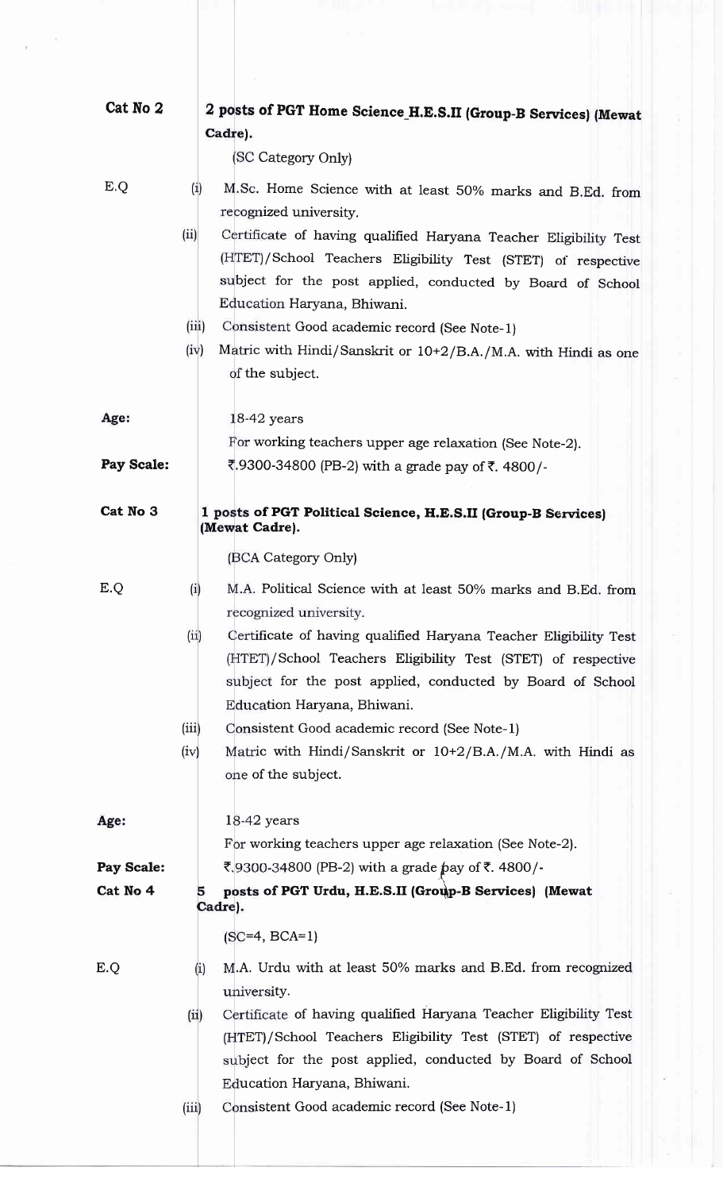**Cat No 2** — **2 posts of PGT Home Science_H.E.S.II (Group-B Services) (Mewat Cadre).**

(SC Category Only)

**E.Q**

(i) M.Sc. Home Science with at least 50% marks and B.Ed. from recognized university.

(ii) Certificate of having qualified Haryana Teacher Eligibility Test (HTET)/School Teachers Eligibility Test (STET) of respective subject for the post applied, conducted by Board of School Education Haryana, Bhiwani.

(iii) Consistent Good academic record (See Note-1)

(iv) Matric with Hindi/Sanskrit or 10+2/B.A./M.A. with Hindi as one of the subject.

**Age:** 18-42 years

For working teachers upper age relaxation (See Note-2).

**Pay Scale:** ₹.9300-34800 (PB-2) with a grade pay of ₹. 4800/-

**Cat No 3** — **1 posts of PGT Political Science, H.E.S.II (Group-B Services) (Mewat Cadre).**

(BCA Category Only)

**E.Q**

(i) M.A. Political Science with at least 50% marks and B.Ed. from recognized university.

(ii) Certificate of having qualified Haryana Teacher Eligibility Test (HTET)/School Teachers Eligibility Test (STET) of respective subject for the post applied, conducted by Board of School Education Haryana, Bhiwani.

(iii) Consistent Good academic record (See Note-1)

(iv) Matric with Hindi/Sanskrit or 10+2/B.A./M.A. with Hindi as one of the subject.

**Age:** 18-42 years

For working teachers upper age relaxation (See Note-2).

**Pay Scale:** ₹.9300-34800 (PB-2) with a grade pay of ₹. 4800/-

**Cat No 4** — **5 posts of PGT Urdu, H.E.S.II (Group-B Services) (Mewat Cadre).**

(SC=4, BCA=1)

**E.Q**

(i) M.A. Urdu with at least 50% marks and B.Ed. from recognized university.

(ii) Certificate of having qualified Haryana Teacher Eligibility Test (HTET)/School Teachers Eligibility Test (STET) of respective subject for the post applied, conducted by Board of School Education Haryana, Bhiwani.

(iii) Consistent Good academic record (See Note-1)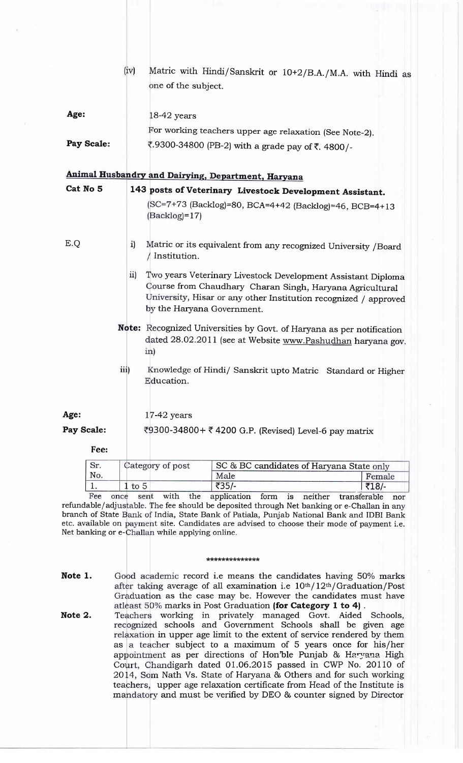(iv) Matric with Hindi/Sanskrit or 10+2/B.A./M.A. with Hindi as one of the subject.

**Age:** 18-42 years

For working teachers upper age relaxation (See Note-2).

**Pay Scale:** ₹.9300-34800 (PB-2) with a grade pay of ₹. 4800/-

## Animal Husbandry and Dairying, Department, Haryana

**Cat No 5** **143 posts of Veterinary Livestock Development Assistant.**

(SC=7+73 (Backlog)=80, BCA=4+42 (Backlog)=46, BCB=4+13 (Backlog)=17)

E.Q

i) Matric or its equivalent from any recognized University /Board / Institution.

ii) Two years Veterinary Livestock Development Assistant Diploma Course from Chaudhary Charan Singh, Haryana Agricultural University, Hisar or any other Institution recognized / approved by the Haryana Government.

**Note:** Recognized Universities by Govt. of Haryana as per notification dated 28.02.2011 (see at Website www.Pashudhan haryana gov. in)

iii) Knowledge of Hindi/ Sanskrit upto Matric Standard or Higher Education.

**Age:** 17-42 years

**Pay Scale:** ₹9300-34800+ ₹ 4200 G.P. (Revised) Level-6 pay matrix

**Fee:**

| Sr. No. | Category of post | SC & BC candidates of Haryana State only | |
|---|---|---|---|
| | | Male | Female |
| 1. | 1 to 5 | ₹35/- | ₹18/- |

Fee once sent with the application form is neither transferable nor refundable/adjustable. The fee should be deposited through Net banking or e-Challan in any branch of State Bank of India, State Bank of Patiala, Punjab National Bank and IDBI Bank etc. available on payment site. Candidates are advised to choose their mode of payment i.e. Net banking or e-Challan while applying online.

\*\*\*\*\*\*\*\*\*\*\*\*\*\*

**Note 1.** Good academic record i.e means the candidates having 50% marks after taking average of all examination i.e $10^{th}$/$12^{th}$/Graduation/Post Graduation as the case may be. However the candidates must have atleast 50% marks in Post Graduation **(for Category 1 to 4)**.

**Note 2.** Teachers working in privately managed Govt. Aided Schools, recognized schools and Government Schools shall be given age relaxation in upper age limit to the extent of service rendered by them as a teacher subject to a maximum of 5 years once for his/her appointment as per directions of Hon'ble Punjab & Haryana High Court, Chandigarh dated 01.06.2015 passed in CWP No. 20110 of 2014, Som Nath Vs. State of Haryana & Others and for such working teachers, upper age relaxation certificate from Head of the Institute is mandatory and must be verified by DEO & counter signed by Director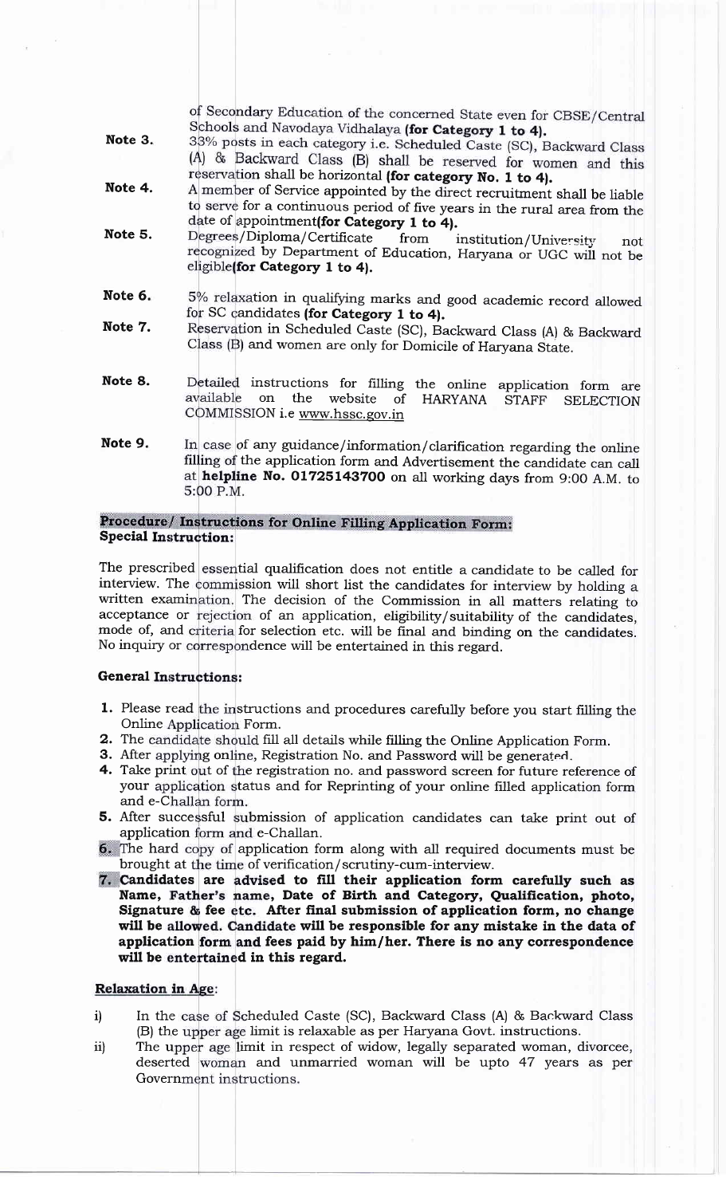of Secondary Education of the concerned State even for CBSE/Central Schools and Navodaya Vidhalaya **(for Category 1 to 4).**

**Note 3.** 33% posts in each category i.e. Scheduled Caste (SC), Backward Class (A) & Backward Class (B) shall be reserved for women and this reservation shall be horizontal **(for category No. 1 to 4).**

**Note 4.** A member of Service appointed by the direct recruitment shall be liable to serve for a continuous period of five years in the rural area from the date of appointment**(for Category 1 to 4).**

**Note 5.** Degrees/Diploma/Certificate from institution/University not recognized by Department of Education, Haryana or UGC will not be eligible**(for Category 1 to 4).**

**Note 6.** 5% relaxation in qualifying marks and good academic record allowed for SC candidates **(for Category 1 to 4).**

**Note 7.** Reservation in Scheduled Caste (SC), Backward Class (A) & Backward Class (B) and women are only for Domicile of Haryana State.

**Note 8.** Detailed instructions for filling the online application form are available on the website of HARYANA STAFF SELECTION COMMISSION i.e www.hssc.gov.in

**Note 9.** In case of any guidance/information/clarification regarding the online filling of the application form and Advertisement the candidate can call at **helpline No. 01725143700** on all working days from 9:00 A.M. to 5:00 P.M.

**Procedure/ Instructions for Online Filling Application Form:**

**Special Instruction:**

The prescribed essential qualification does not entitle a candidate to be called for interview. The commission will short list the candidates for interview by holding a written examination. The decision of the Commission in all matters relating to acceptance or rejection of an application, eligibility/suitability of the candidates, mode of, and criteria for selection etc. will be final and binding on the candidates. No inquiry or correspondence will be entertained in this regard.

**General Instructions:**

1. Please read the instructions and procedures carefully before you start filling the Online Application Form.
2. The candidate should fill all details while filling the Online Application Form.
3. After applying online, Registration No. and Password will be generated.
4. Take print out of the registration no. and password screen for future reference of your application status and for Reprinting of your online filled application form and e-Challan form.
5. After successful submission of application candidates can take print out of application form and e-Challan.
6. The hard copy of application form along with all required documents must be brought at the time of verification/scrutiny-cum-interview.
7. **Candidates are advised to fill their application form carefully such as Name, Father's name, Date of Birth and Category, Qualification, photo, Signature & fee etc. After final submission of application form, no change will be allowed. Candidate will be responsible for any mistake in the data of application form and fees paid by him/her. There is no any correspondence will be entertained in this regard.**

**Relaxation in Age:**

i) In the case of Scheduled Caste (SC), Backward Class (A) & Backward Class (B) the upper age limit is relaxable as per Haryana Govt. instructions.

ii) The upper age limit in respect of widow, legally separated woman, divorcee, deserted woman and unmarried woman will be upto 47 years as per Government instructions.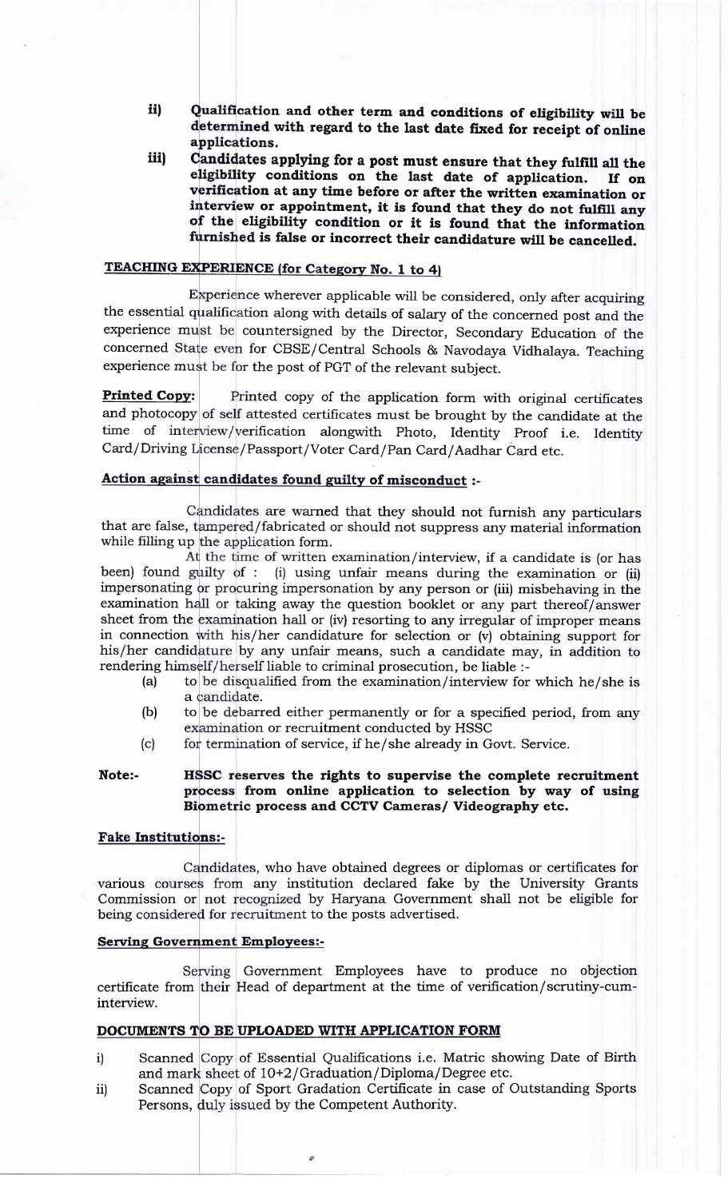ii) **Qualification and other term and conditions of eligibility will be determined with regard to the last date fixed for receipt of online applications.**

iii) **Candidates applying for a post must ensure that they fulfill all the eligibility conditions on the last date of application. If on verification at any time before or after the written examination or interview or appointment, it is found that they do not fulfill any of the eligibility condition or it is found that the information furnished is false or incorrect their candidature will be cancelled.**

**TEACHING EXPERIENCE (for Category No. 1 to 4)**

Experience wherever applicable will be considered, only after acquiring the essential qualification along with details of salary of the concerned post and the experience must be countersigned by the Director, Secondary Education of the concerned State even for CBSE/Central Schools & Navodaya Vidhalaya. Teaching experience must be for the post of PGT of the relevant subject.

**Printed Copy:** Printed copy of the application form with original certificates and photocopy of self attested certificates must be brought by the candidate at the time of interview/verification alongwith Photo, Identity Proof i.e. Identity Card/Driving License/Passport/Voter Card/Pan Card/Aadhar Card etc.

**Action against candidates found guilty of misconduct :-**

Candidates are warned that they should not furnish any particulars that are false, tampered/fabricated or should not suppress any material information while filling up the application form.

At the time of written examination/interview, if a candidate is (or has been) found guilty of : (i) using unfair means during the examination or (ii) impersonating or procuring impersonation by any person or (iii) misbehaving in the examination hall or taking away the question booklet or any part thereof/answer sheet from the examination hall or (iv) resorting to any irregular of improper means in connection with his/her candidature for selection or (v) obtaining support for his/her candidature by any unfair means, such a candidate may, in addition to rendering himself/herself liable to criminal prosecution, be liable :-

(a) to be disqualified from the examination/interview for which he/she is a candidate.

(b) to be debarred either permanently or for a specified period, from any examination or recruitment conducted by HSSC

(c) for termination of service, if he/she already in Govt. Service.

**Note:-** **HSSC reserves the rights to supervise the complete recruitment process from online application to selection by way of using Biometric process and CCTV Cameras/ Videography etc.**

**Fake Institutions:-**

Candidates, who have obtained degrees or diplomas or certificates for various courses from any institution declared fake by the University Grants Commission or not recognized by Haryana Government shall not be eligible for being considered for recruitment to the posts advertised.

**Serving Government Employees:-**

Serving Government Employees have to produce no objection certificate from their Head of department at the time of verification/scrutiny-cum-interview.

**DOCUMENTS TO BE UPLOADED WITH APPLICATION FORM**

i) Scanned Copy of Essential Qualifications i.e. Matric showing Date of Birth and mark sheet of 10+2/Graduation/Diploma/Degree etc.

ii) Scanned Copy of Sport Gradation Certificate in case of Outstanding Sports Persons, duly issued by the Competent Authority.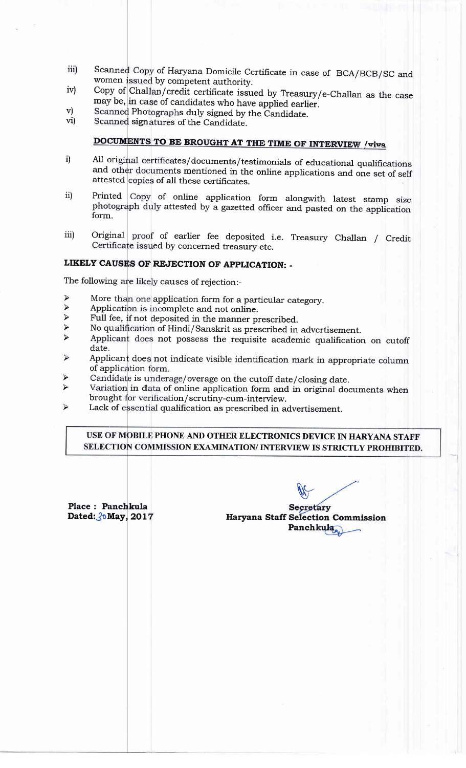iii) Scanned Copy of Haryana Domicile Certificate in case of BCA/BCB/SC and women issued by competent authority.

iv) Copy of Challan/credit certificate issued by Treasury/e-Challan as the case may be, in case of candidates who have applied earlier.

v) Scanned Photographs duly signed by the Candidate.

vi) Scanned signatures of the Candidate.

## DOCUMENTS TO BE BROUGHT AT THE TIME OF INTERVIEW /viva

i) All original certificates/documents/testimonials of educational qualifications and other documents mentioned in the online applications and one set of self attested copies of all these certificates.

ii) Printed Copy of online application form alongwith latest stamp size photograph duly attested by a gazetted officer and pasted on the application form.

iii) Original proof of earlier fee deposited i.e. Treasury Challan / Credit Certificate issued by concerned treasury etc.

## LIKELY CAUSES OF REJECTION OF APPLICATION: -

The following are likely causes of rejection:-

- More than one application form for a particular category.
- Application is incomplete and not online.
- Full fee, if not deposited in the manner prescribed.
- No qualification of Hindi/Sanskrit as prescribed in advertisement.
- Applicant does not possess the requisite academic qualification on cutoff date.
- Applicant does not indicate visible identification mark in appropriate column of application form.
- Candidate is underage/overage on the cutoff date/closing date.
- Variation in data of online application form and in original documents when brought for verification/scrutiny-cum-interview.
- Lack of essential qualification as prescribed in advertisement.

**USE OF MOBILE PHONE AND OTHER ELECTRONICS DEVICE IN HARYANA STAFF SELECTION COMMISSION EXAMINATION/ INTERVIEW IS STRICTLY PROHIBITED.**

**Place : Panchkula**
**Dated: 30 May, 2017**

**Secretary**
**Haryana Staff Selection Commission**
**Panchkula**